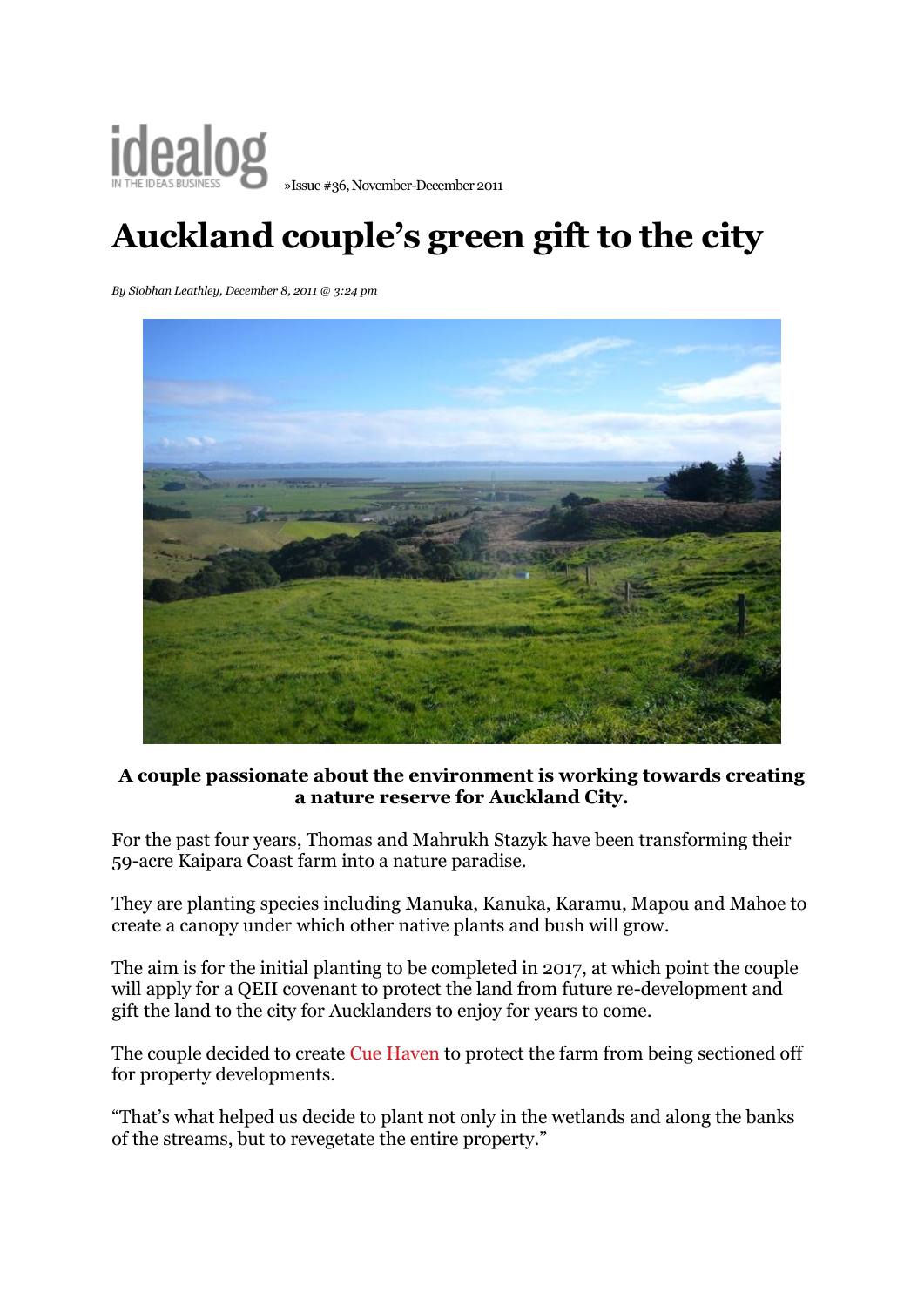idealog IN THE IDEAS BUSINESS »Issue #36, November-December 2011

# Auckland couple's green gift to the city

*By Siobhan Leathley, December 8, 2011 @ 3:24 pm*

**A couple passionate about the environment is working towards creating a nature reserve for Auckland City.**

For the past four years, Thomas and Mahrukh Stazyk have been transforming their 59-acre Kaipara Coast farm into a nature paradise.

They are planting species including Manuka, Kanuka, Karamu, Mapou and Mahoe to create a canopy under which other native plants and bush will grow.

The aim is for the initial planting to be completed in 2017, at which point the couple will apply for a QEII covenant to protect the land from future re-development and gift the land to the city for Aucklanders to enjoy for years to come.

The couple decided to create Cue Haven to protect the farm from being sectioned off for property developments.

"That's what helped us decide to plant not only in the wetlands and along the banks of the streams, but to revegetate the entire property."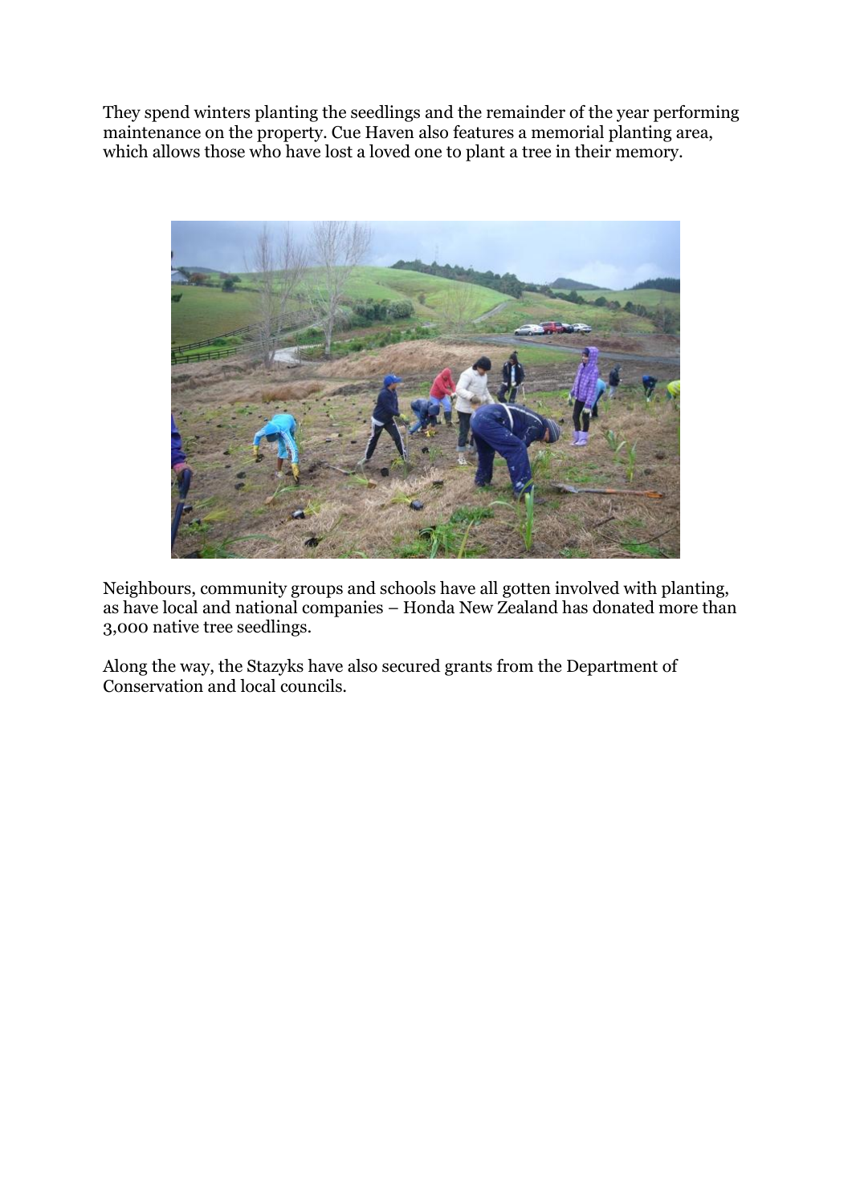They spend winters planting the seedlings and the remainder of the year performing maintenance on the property. Cue Haven also features a memorial planting area, which allows those who have lost a loved one to plant a tree in their memory.

Neighbours, community groups and schools have all gotten involved with planting, as have local and national companies – Honda New Zealand has donated more than 3,000 native tree seedlings.

Along the way, the Stazyks have also secured grants from the Department of Conservation and local councils.